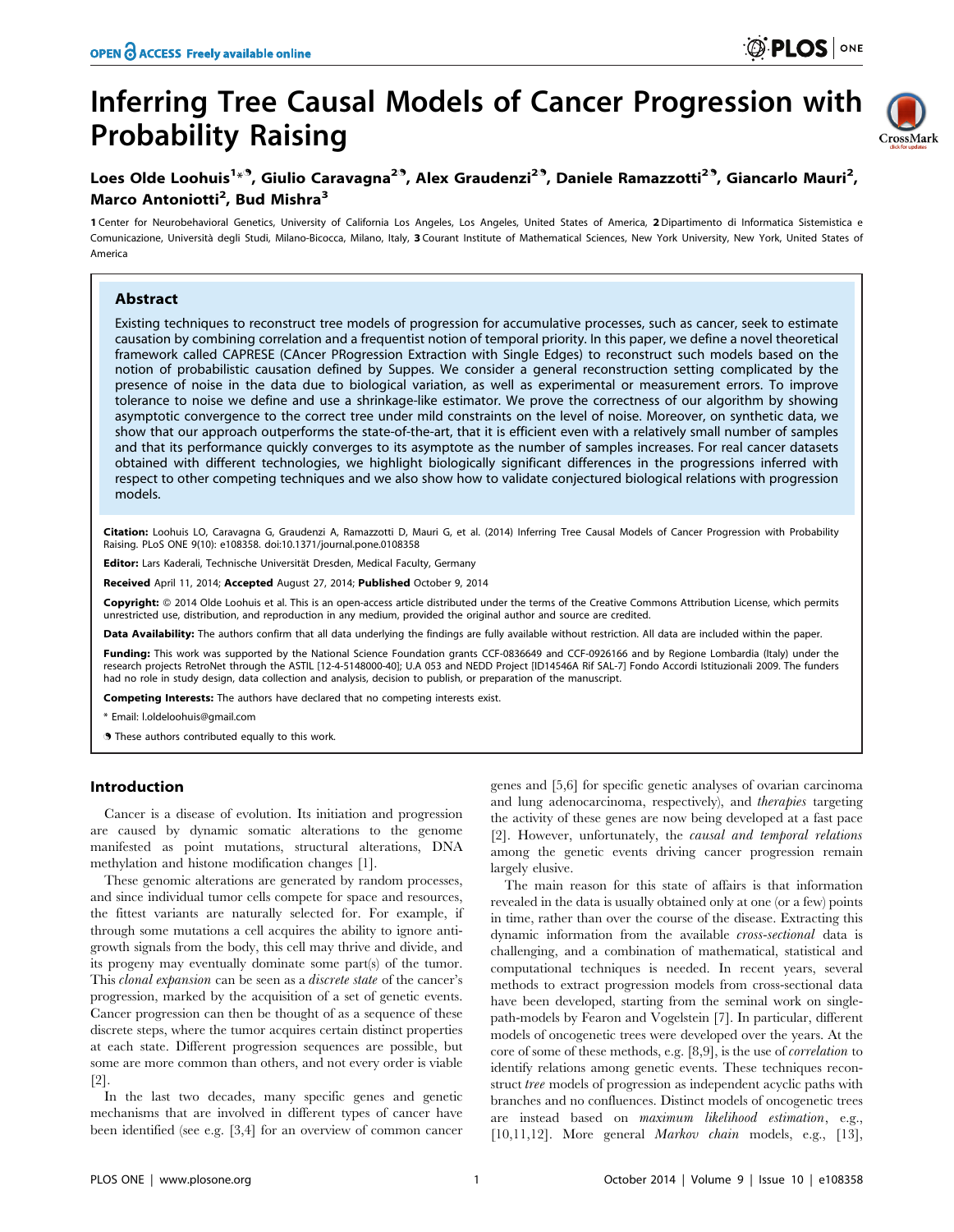# Inferring Tree Causal Models of Cancer Progression with Probability Raising

**Loes Olde Loohuis[1]*[❡], Giulio Caravagna[2❡], Alex Graudenzi[2❡], Daniele Ramazzotti[2❡], Giancarlo Mauri[2], Marco Antoniotti[2], Bud Mishra[3]**

1 Center for Neurobehavioral Genetics, University of California Los Angeles, Los Angeles, United States of America, 2 Dipartimento di Informatica Sistemistica e Comunicazione, Università degli Studi, Milano-Bicocca, Milano, Italy, 3 Courant Institute of Mathematical Sciences, New York University, New York, United States of America

## Abstract

Existing techniques to reconstruct tree models of progression for accumulative processes, such as cancer, seek to estimate causation by combining correlation and a frequentist notion of temporal priority. In this paper, we define a novel theoretical framework called CAPRESE (CAncer PRogression Extraction with Single Edges) to reconstruct such models based on the notion of probabilistic causation defined by Suppes. We consider a general reconstruction setting complicated by the presence of noise in the data due to biological variation, as well as experimental or measurement errors. To improve tolerance to noise we define and use a shrinkage-like estimator. We prove the correctness of our algorithm by showing asymptotic convergence to the correct tree under mild constraints on the level of noise. Moreover, on synthetic data, we show that our approach outperforms the state-of-the-art, that it is efficient even with a relatively small number of samples and that its performance quickly converges to its asymptote as the number of samples increases. For real cancer datasets obtained with different technologies, we highlight biologically significant differences in the progressions inferred with respect to other competing techniques and we also show how to validate conjectured biological relations with progression models.

**Citation:** Loohuis LO, Caravagna G, Graudenzi A, Ramazzotti D, Mauri G, et al. (2014) Inferring Tree Causal Models of Cancer Progression with Probability Raising. PLoS ONE 9(10): e108358. doi:10.1371/journal.pone.0108358

**Editor:** Lars Kaderali, Technische Universität Dresden, Medical Faculty, Germany

**Received** April 11, 2014; **Accepted** August 27, 2014; **Published** October 9, 2014

**Copyright:** © 2014 Olde Loohuis et al. This is an open-access article distributed under the terms of the Creative Commons Attribution License, which permits unrestricted use, distribution, and reproduction in any medium, provided the original author and source are credited.

**Data Availability:** The authors confirm that all data underlying the findings are fully available without restriction. All data are included within the paper.

**Funding:** This work was supported by the National Science Foundation grants CCF-0836649 and CCF-0926166 and by Regione Lombardia (Italy) under the research projects RetroNet through the ASTIL [12-4-5148000-40]; U.A 053 and NEDD Project [ID14546A Rif SAL-7] Fondo Accordi Istituzionali 2009. The funders had no role in study design, data collection and analysis, decision to publish, or preparation of the manuscript.

**Competing Interests:** The authors have declared that no competing interests exist.

\* Email: l.oldeloohuis@gmail.com

❡ These authors contributed equally to this work.

## Introduction

Cancer is a disease of evolution. Its initiation and progression are caused by dynamic somatic alterations to the genome manifested as point mutations, structural alterations, DNA methylation and histone modification changes [1].

These genomic alterations are generated by random processes, and since individual tumor cells compete for space and resources, the fittest variants are naturally selected for. For example, if through some mutations a cell acquires the ability to ignore anti-growth signals from the body, this cell may thrive and divide, and its progeny may eventually dominate some part(s) of the tumor. This *clonal expansion* can be seen as a *discrete state* of the cancer's progression, marked by the acquisition of a set of genetic events. Cancer progression can then be thought of as a sequence of these discrete steps, where the tumor acquires certain distinct properties at each state. Different progression sequences are possible, but some are more common than others, and not every order is viable [2].

In the last two decades, many specific genes and genetic mechanisms that are involved in different types of cancer have been identified (see e.g. [3,4] for an overview of common cancer genes and [5,6] for specific genetic analyses of ovarian carcinoma and lung adenocarcinoma, respectively), and *therapies* targeting the activity of these genes are now being developed at a fast pace [2]. However, unfortunately, the *causal and temporal relations* among the genetic events driving cancer progression remain largely elusive.

The main reason for this state of affairs is that information revealed in the data is usually obtained only at one (or a few) points in time, rather than over the course of the disease. Extracting this dynamic information from the available *cross-sectional* data is challenging, and a combination of mathematical, statistical and computational techniques is needed. In recent years, several methods to extract progression models from cross-sectional data have been developed, starting from the seminal work on single-path-models by Fearon and Vogelstein [7]. In particular, different models of oncogenetic trees were developed over the years. At the core of some of these methods, e.g. [8,9], is the use of *correlation* to identify relations among genetic events. These techniques reconstruct *tree* models of progression as independent acyclic paths with branches and no confluences. Distinct models of oncogenetic trees are instead based on *maximum likelihood estimation*, e.g., [10,11,12]. More general *Markov chain* models, e.g., [13],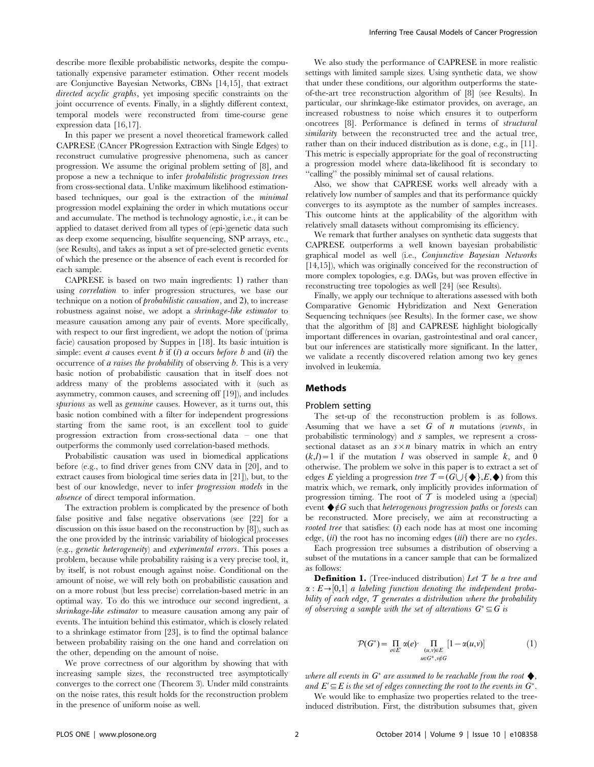describe more flexible probabilistic networks, despite the computationally expensive parameter estimation. Other recent models are Conjunctive Bayesian Networks, CBNs [14,15], that extract *directed acyclic graphs*, yet imposing specific constraints on the joint occurrence of events. Finally, in a slightly different context, temporal models were reconstructed from time-course gene expression data [16,17].

In this paper we present a novel theoretical framework called CAPRESE (CAncer PRogression Extraction with Single Edges) to reconstruct cumulative progressive phenomena, such as cancer progression. We assume the original problem setting of [8], and propose a new a technique to infer *probabilistic progression trees* from cross-sectional data. Unlike maximum likelihood estimation-based techniques, our goal is the extraction of the *minimal* progression model explaining the order in which mutations occur and accumulate. The method is technology agnostic, i.e., it can be applied to dataset derived from all types of (epi-)genetic data such as deep exome sequencing, bisulfite sequencing, SNP arrays, etc., (see Results), and takes as input a set of pre-selected genetic events of which the presence or the absence of each event is recorded for each sample.

CAPRESE is based on two main ingredients: 1) rather than using *correlation* to infer progression structures, we base our technique on a notion of *probabilistic causation*, and 2), to increase robustness against noise, we adopt a *shrinkage-like estimator* to measure causation among any pair of events. More specifically, with respect to our first ingredient, we adopt the notion of (prima facie) causation proposed by Suppes in [18]. Its basic intuition is simple: event $a$ causes event $b$ if ($i$) $a$ occurs *before* $b$ and ($ii$) the occurrence of *a raises the probability* of observing $b$. This is a very basic notion of probabilistic causation that in itself does not address many of the problems associated with it (such as asymmetry, common causes, and screening off [19]), and includes *spurious* as well as *genuine* causes. However, as it turns out, this basic notion combined with a filter for independent progressions starting from the same root, is an excellent tool to guide progression extraction from cross-sectional data – one that outperforms the commonly used correlation-based methods.

Probabilistic causation was used in biomedical applications before (e.g., to find driver genes from CNV data in [20], and to extract causes from biological time series data in [21]), but, to the best of our knowledge, never to infer *progression models* in the *absence* of direct temporal information.

The extraction problem is complicated by the presence of both false positive and false negative observations (see [22] for a discussion on this issue based on the reconstruction by [8]), such as the one provided by the intrinsic variability of biological processes (e.g., *genetic heterogeneity*) and *experimental errors*. This poses a problem, because while probability raising is a very precise tool, it, by itself, is not robust enough against noise. Conditional on the amount of noise, we will rely both on probabilistic causation and on a more robust (but less precise) correlation-based metric in an optimal way. To do this we introduce our second ingredient, a *shrinkage-like estimator* to measure causation among any pair of events. The intuition behind this estimator, which is closely related to a shrinkage estimator from [23], is to find the optimal balance between probability raising on the one hand and correlation on the other, depending on the amount of noise.

We prove correctness of our algorithm by showing that with increasing sample sizes, the reconstructed tree asymptotically converges to the correct one (Theorem 3). Under mild constraints on the noise rates, this result holds for the reconstruction problem in the presence of uniform noise as well.

We also study the performance of CAPRESE in more realistic settings with limited sample sizes. Using synthetic data, we show that under these conditions, our algorithm outperforms the state-of-the-art tree reconstruction algorithm of [8] (see Results). In particular, our shrinkage-like estimator provides, on average, an increased robustness to noise which ensures it to outperform oncotrees [8]. Performance is defined in terms of *structural similarity* between the reconstructed tree and the actual tree, rather than on their induced distribution as is done, e.g., in [11]. This metric is especially appropriate for the goal of reconstructing a progression model where data-likelihood fit is secondary to "calling" the possibly minimal set of causal relations.

Also, we show that CAPRESE works well already with a relatively low number of samples and that its performance quickly converges to its asymptote as the number of samples increases. This outcome hints at the applicability of the algorithm with relatively small datasets without compromising its efficiency.

We remark that further analyses on synthetic data suggests that CAPRESE outperforms a well known bayesian probabilistic graphical model as well (i.e., *Conjunctive Bayesian Networks* [14,15]), which was originally conceived for the reconstruction of more complex topologies, e.g. DAGs, but was proven effective in reconstructing tree topologies as well [24] (see Results).

Finally, we apply our technique to alterations assessed with both Comparative Genomic Hybridization and Next Generation Sequencing techniques (see Results). In the former case, we show that the algorithm of [8] and CAPRESE highlight biologically important differences in ovarian, gastrointestinal and oral cancer, but our inferences are statistically more significant. In the latter, we validate a recently discovered relation among two key genes involved in leukemia.

## Methods

### Problem setting

The set-up of the reconstruction problem is as follows. Assuming that we have a set $G$ of $n$ mutations (*events*, in probabilistic terminology) and $s$ samples, we represent a cross-sectional dataset as an $s \times n$ binary matrix in which an entry $(k,l)=1$ if the mutation $l$ was observed in sample $k$, and 0 otherwise. The problem we solve in this paper is to extract a set of edges $E$ yielding a progression *tree* $\mathcal{T}=(G\cup\{\blacklozenge\},E,\blacklozenge)$ from this matrix which, we remark, only implicitly provides information of progression timing. The root of $\mathcal{T}$ is modeled using a (special) event $\blacklozenge \notin G$ such that *heterogenous progression paths* or *forests* can be reconstructed. More precisely, we aim at reconstructing a *rooted tree* that satisfies: ($i$) each node has at most one incoming edge, ($ii$) the root has no incoming edges ($iii$) there are no *cycles*.

Each progression tree subsumes a distribution of observing a subset of the mutations in a cancer sample that can be formalized as follows:

**Definition 1.** (Tree-induced distribution) *Let $\mathcal{T}$ be a tree and $\alpha : E \rightarrow [0,1]$ a labeling function denoting the independent probability of each edge, $\mathcal{T}$ generates a distribution where the probability of observing a sample with the set of alterations $G^* \subseteq G$ is*

$$\mathcal{P}(G^*) = \prod_{e \in E'} \alpha(e) \cdot \prod_{\substack{(u,v)\in E \\ u \in G^*, v \notin G}} [1-\alpha(u,v)] \tag{1}$$

*where all events in $G^*$ are assumed to be reachable from the root $\blacklozenge$, and $E' \subseteq E$ is the set of edges connecting the root to the events in $G^*$.*

We would like to emphasize two properties related to the tree-induced distribution. First, the distribution subsumes that, given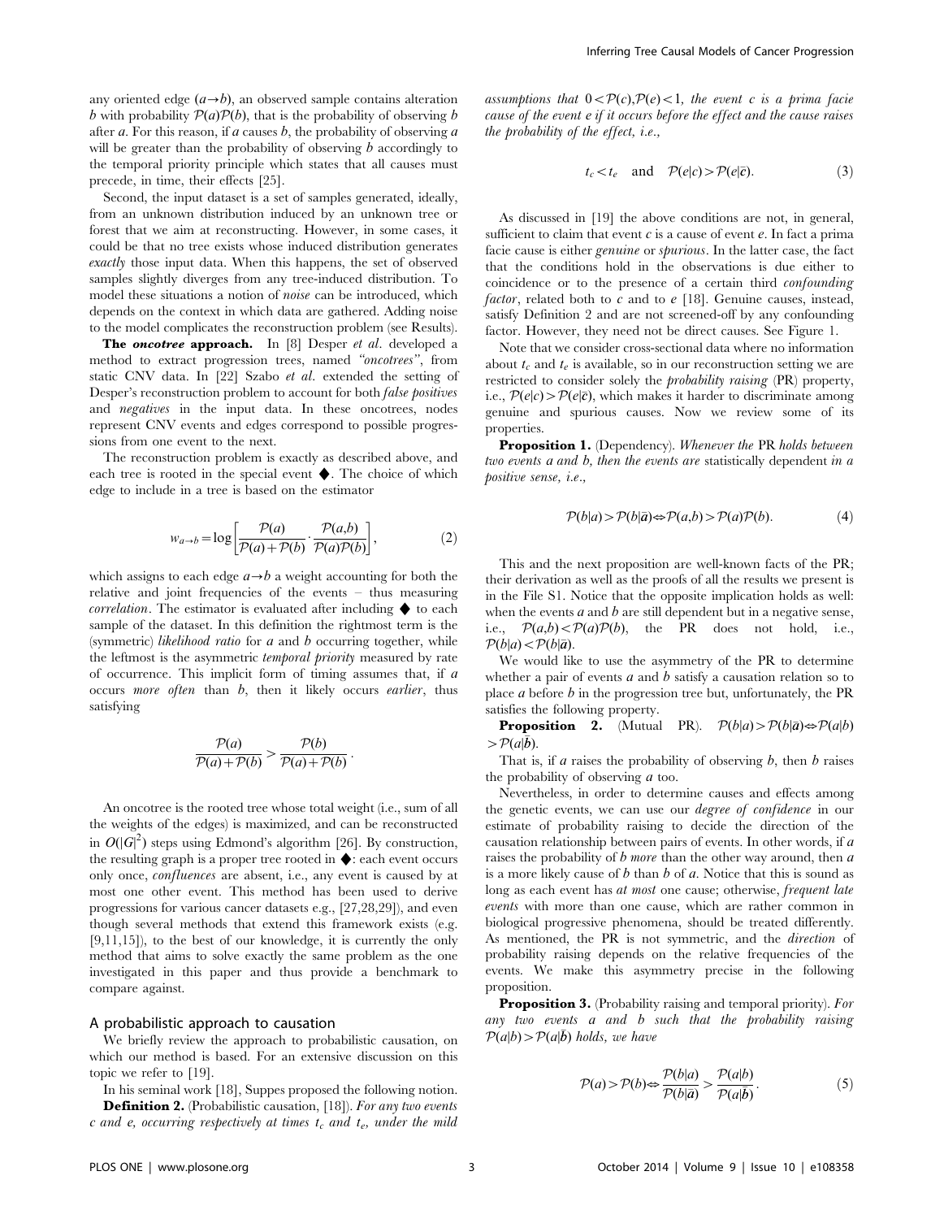any oriented edge $(a \to b)$, an observed sample contains alteration $b$ with probability $\mathcal{P}(a)\mathcal{P}(b)$, that is the probability of observing $b$ after $a$. For this reason, if $a$ causes $b$, the probability of observing $a$ will be greater than the probability of observing $b$ accordingly to the temporal priority principle which states that all causes must precede, in time, their effects [25].

Second, the input dataset is a set of samples generated, ideally, from an unknown distribution induced by an unknown tree or forest that we aim at reconstructing. However, in some cases, it could be that no tree exists whose induced distribution generates *exactly* those input data. When this happens, the set of observed samples slightly diverges from any tree-induced distribution. To model these situations a notion of *noise* can be introduced, which depends on the context in which data are gathered. Adding noise to the model complicates the reconstruction problem (see Results).

**The *oncotree* approach.** In [8] Desper *et al.* developed a method to extract progression trees, named *"oncotrees"*, from static CNV data. In [22] Szabo *et al.* extended the setting of Desper's reconstruction problem to account for both *false positives* and *negatives* in the input data. In these oncotrees, nodes represent CNV events and edges correspond to possible progressions from one event to the next.

The reconstruction problem is exactly as described above, and each tree is rooted in the special event $\blacklozenge$. The choice of which edge to include in a tree is based on the estimator

$$w_{a \to b} = \log \left[ \frac{\mathcal{P}(a)}{\mathcal{P}(a) + \mathcal{P}(b)} \cdot \frac{\mathcal{P}(a,b)}{\mathcal{P}(a)\mathcal{P}(b)} \right], \tag{2}$$

which assigns to each edge $a \to b$ a weight accounting for both the relative and joint frequencies of the events – thus measuring *correlation*. The estimator is evaluated after including $\blacklozenge$ to each sample of the dataset. In this definition the rightmost term is the (symmetric) *likelihood ratio* for $a$ and $b$ occurring together, while the leftmost is the asymmetric *temporal priority* measured by rate of occurrence. This implicit form of timing assumes that, if $a$ occurs *more often* than $b$, then it likely occurs *earlier*, thus satisfying

$$\frac{\mathcal{P}(a)}{\mathcal{P}(a) + \mathcal{P}(b)} > \frac{\mathcal{P}(b)}{\mathcal{P}(a) + \mathcal{P}(b)}.$$

An oncotree is the rooted tree whose total weight (i.e., sum of all the weights of the edges) is maximized, and can be reconstructed in $O(|G|^2)$ steps using Edmond's algorithm [26]. By construction, the resulting graph is a proper tree rooted in $\blacklozenge$: each event occurs only once, *confluences* are absent, i.e., any event is caused by at most one other event. This method has been used to derive progressions for various cancer datasets e.g., [27,28,29]), and even though several methods that extend this framework exists (e.g. [9,11,15]), to the best of our knowledge, it is currently the only method that aims to solve exactly the same problem as the one investigated in this paper and thus provide a benchmark to compare against.

## A probabilistic approach to causation

We briefly review the approach to probabilistic causation, on which our method is based. For an extensive discussion on this topic we refer to [19].

In his seminal work [18], Suppes proposed the following notion.

**Definition 2.** (Probabilistic causation, [18]). *For any two events $c$ and $e$, occurring respectively at times $t_c$ and $t_e$, under the mild assumptions that $0 < \mathcal{P}(c), \mathcal{P}(e) < 1$, the event $c$ is a prima facie cause of the event $e$ if it occurs before the effect and the cause raises the probability of the effect, i.e.,*

$$t_c < t_e \quad \text{and} \quad \mathcal{P}(e|c) > \mathcal{P}(e|\bar{c}). \tag{3}$$

As discussed in [19] the above conditions are not, in general, sufficient to claim that event $c$ is a cause of event $e$. In fact a prima facie cause is either *genuine* or *spurious*. In the latter case, the fact that the conditions hold in the observations is due either to coincidence or to the presence of a certain third *confounding factor*, related both to $c$ and to $e$ [18]. Genuine causes, instead, satisfy Definition 2 and are not screened-off by any confounding factor. However, they need not be direct causes. See Figure 1.

Note that we consider cross-sectional data where no information about $t_c$ and $t_e$ is available, so in our reconstruction setting we are restricted to consider solely the *probability raising* (PR) property, i.e., $\mathcal{P}(e|c) > \mathcal{P}(e|\bar{c})$, which makes it harder to discriminate among genuine and spurious causes. Now we review some of its properties.

**Proposition 1.** (Dependency). *Whenever the* PR *holds between two events $a$ and $b$, then the events are* statistically dependent *in a positive sense, i.e.,*

$$\mathcal{P}(b|a) > \mathcal{P}(b|\bar{a}) \Leftrightarrow \mathcal{P}(a,b) > \mathcal{P}(a)\mathcal{P}(b). \tag{4}$$

This and the next proposition are well-known facts of the PR; their derivation as well as the proofs of all the results we present is in the File S1. Notice that the opposite implication holds as well: when the events $a$ and $b$ are still dependent but in a negative sense, i.e., $\mathcal{P}(a,b) < \mathcal{P}(a)\mathcal{P}(b)$, the PR does not hold, i.e., $\mathcal{P}(b|a) < \mathcal{P}(b|\bar{a})$.

We would like to use the asymmetry of the PR to determine whether a pair of events $a$ and $b$ satisfy a causation relation so to place $a$ before $b$ in the progression tree but, unfortunately, the PR satisfies the following property.

**Proposition 2.** (Mutual PR). $\mathcal{P}(b|a) > \mathcal{P}(b|\bar{a}) \Leftrightarrow \mathcal{P}(a|b) > \mathcal{P}(a|\bar{b})$.

That is, if $a$ raises the probability of observing $b$, then $b$ raises the probability of observing $a$ too.

Nevertheless, in order to determine causes and effects among the genetic events, we can use our *degree of confidence* in our estimate of probability raising to decide the direction of the causation relationship between pairs of events. In other words, if $a$ raises the probability of $b$ *more* than the other way around, then $a$ is a more likely cause of $b$ than $b$ of $a$. Notice that this is sound as long as each event has *at most* one cause; otherwise, *frequent late events* with more than one cause, which are rather common in biological progressive phenomena, should be treated differently. As mentioned, the PR is not symmetric, and the *direction* of probability raising depends on the relative frequencies of the events. We make this asymmetry precise in the following proposition.

**Proposition 3.** (Probability raising and temporal priority). *For any two events $a$ and $b$ such that the probability raising $\mathcal{P}(a|b) > \mathcal{P}(a|\bar{b})$ holds, we have*

$$\mathcal{P}(a) > \mathcal{P}(b) \Leftrightarrow \frac{\mathcal{P}(b|a)}{\mathcal{P}(b|\bar{a})} > \frac{\mathcal{P}(a|b)}{\mathcal{P}(a|\bar{b})}. \tag{5}$$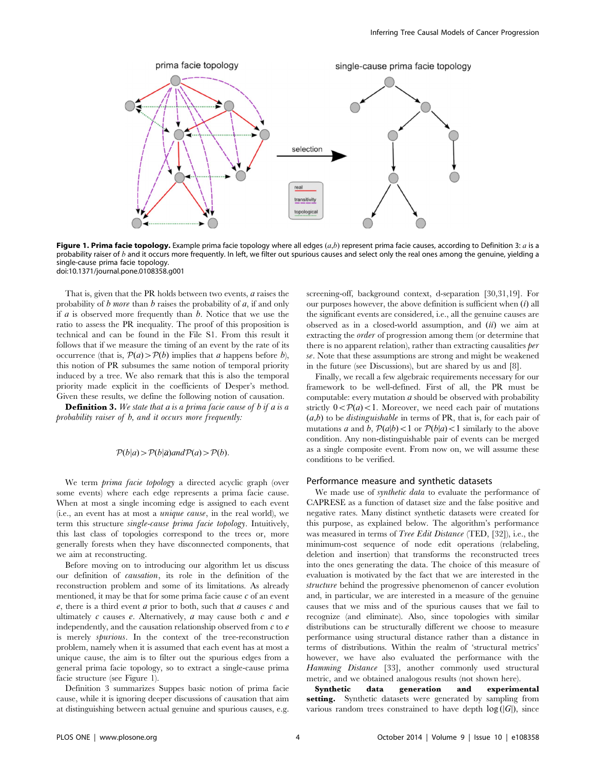prima facie topology

single-cause prima facie topology

selection

real

transitivity

topological

**Figure 1. Prima facie topology.** Example prima facie topology where all edges $(a,b)$ represent prima facie causes, according to Definition 3: $a$ is a probability raiser of $b$ and it occurs more frequently. In left, we filter out spurious causes and select only the real ones among the genuine, yielding a single-cause prima facie topology.
doi:10.1371/journal.pone.0108358.g001

That is, given that the PR holds between two events, $a$ raises the probability of $b$ *more* than $b$ raises the probability of $a$, if and only if $a$ is observed more frequently than $b$. Notice that we use the ratio to assess the PR inequality. The proof of this proposition is technical and can be found in the File S1. From this result it follows that if we measure the timing of an event by the rate of its occurrence (that is, $\mathcal{P}(a) > \mathcal{P}(b)$ implies that $a$ happens before $b$), this notion of PR subsumes the same notion of temporal priority induced by a tree. We also remark that this is also the temporal priority made explicit in the coefficients of Desper's method. Given these results, we define the following notion of causation.

**Definition 3.** *We state that $a$ is a prima facie cause of $b$ if $a$ is a probability raiser of $b$, and it occurs more frequently:*

$$\mathcal{P}(b|a) > \mathcal{P}(b|\bar{a}) and \mathcal{P}(a) > \mathcal{P}(b).$$

We term *prima facie topology* a directed acyclic graph (over some events) where each edge represents a prima facie cause. When at most a single incoming edge is assigned to each event (i.e., an event has at most a *unique cause*, in the real world), we term this structure *single-cause prima facie topology*. Intuitively, this last class of topologies correspond to the trees or, more generally forests when they have disconnected components, that we aim at reconstructing.

Before moving on to introducing our algorithm let us discuss our definition of *causation*, its role in the definition of the reconstruction problem and some of its limitations. As already mentioned, it may be that for some prima facie cause $c$ of an event $e$, there is a third event $a$ prior to both, such that $a$ causes $c$ and ultimately $c$ causes $e$. Alternatively, $a$ may cause both $c$ and $e$ independently, and the causation relationship observed from $c$ to $e$ is merely *spurious*. In the context of the tree-reconstruction problem, namely when it is assumed that each event has at most a unique cause, the aim is to filter out the spurious edges from a general prima facie topology, so to extract a single-cause prima facie structure (see Figure 1).

Definition 3 summarizes Suppes basic notion of prima facie cause, while it is ignoring deeper discussions of causation that aim at distinguishing between actual genuine and spurious causes, e.g. screening-off, background context, d-separation [30,31,19]. For our purposes however, the above definition is sufficient when ($i$) all the significant events are considered, i.e., all the genuine causes are observed as in a closed-world assumption, and ($ii$) we aim at extracting the *order* of progression among them (or determine that there is no apparent relation), rather than extracting causalities *per se*. Note that these assumptions are strong and might be weakened in the future (see Discussions), but are shared by us and [8].

Finally, we recall a few algebraic requirements necessary for our framework to be well-defined. First of all, the PR must be computable: every mutation $a$ should be observed with probability strictly $0 < \mathcal{P}(a) < 1$. Moreover, we need each pair of mutations $(a,b)$ to be *distinguishable* in terms of PR, that is, for each pair of mutations $a$ and $b$, $\mathcal{P}(a|b) < 1$ or $\mathcal{P}(b|a) < 1$ similarly to the above condition. Any non-distinguishable pair of events can be merged as a single composite event. From now on, we will assume these conditions to be verified.

## Performance measure and synthetic datasets

We made use of *synthetic data* to evaluate the performance of CAPRESE as a function of dataset size and the false positive and negative rates. Many distinct synthetic datasets were created for this purpose, as explained below. The algorithm's performance was measured in terms of *Tree Edit Distance* (TED, [32]), i.e., the minimum-cost sequence of node edit operations (relabeling, deletion and insertion) that transforms the reconstructed trees into the ones generating the data. The choice of this measure of evaluation is motivated by the fact that we are interested in the *structure* behind the progressive phenomenon of cancer evolution and, in particular, we are interested in a measure of the genuine causes that we miss and of the spurious causes that we fail to recognize (and eliminate). Also, since topologies with similar distributions can be structurally different we choose to measure performance using structural distance rather than a distance in terms of distributions. Within the realm of 'structural metrics' however, we have also evaluated the performance with the *Hamming Distance* [33], another commonly used structural metric, and we obtained analogous results (not shown here).

**Synthetic data generation and experimental setting.** Synthetic datasets were generated by sampling from various random trees constrained to have depth $\log(|G|)$, since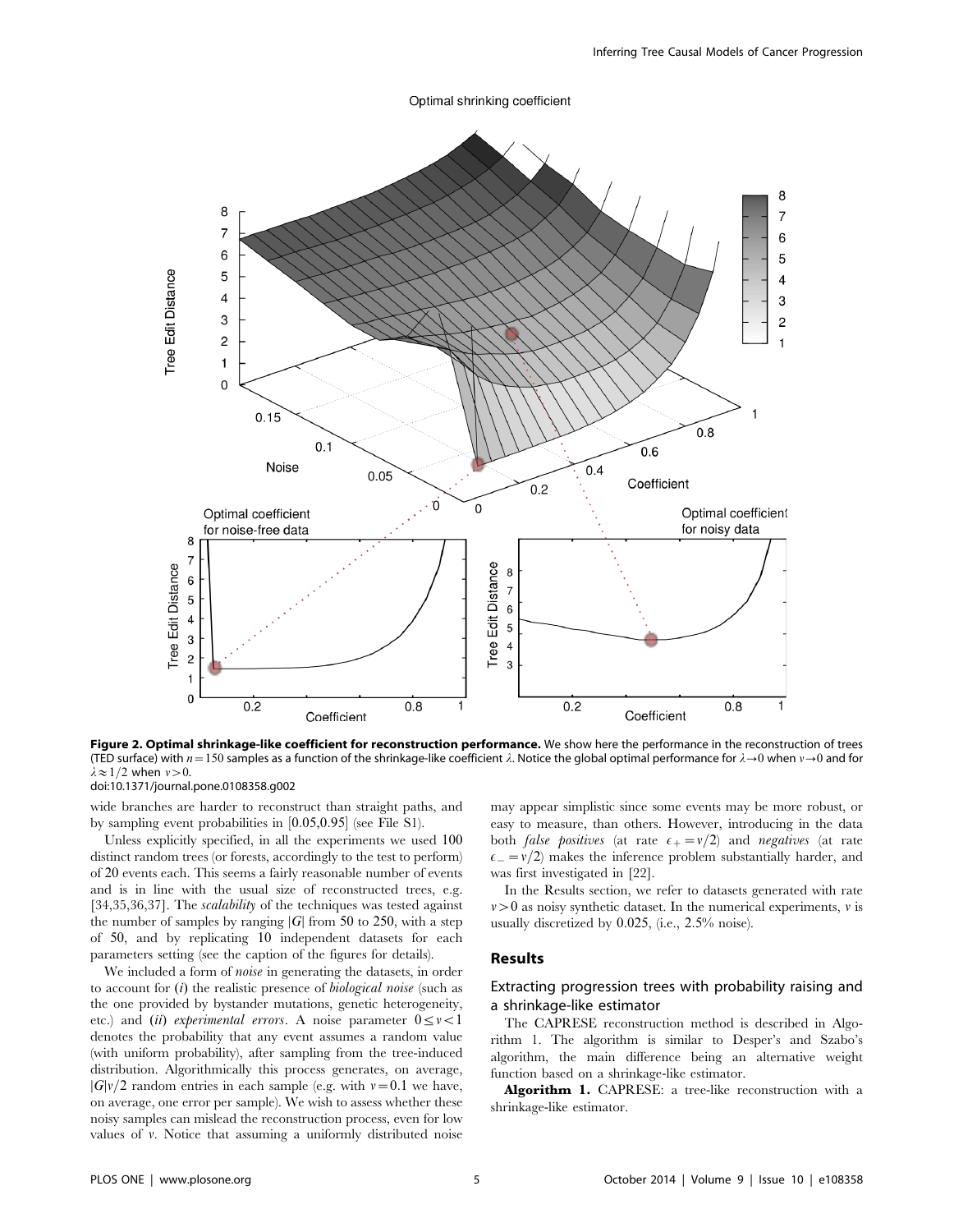**Figure 2. Optimal shrinkage-like coefficient for reconstruction performance.** We show here the performance in the reconstruction of trees (TED surface) with $n=150$ samples as a function of the shrinkage-like coefficient $\lambda$. Notice the global optimal performance for $\lambda \to 0$ when $v \to 0$ and for $\lambda \approx 1/2$ when $v > 0$.
doi:10.1371/journal.pone.0108358.g002

wide branches are harder to reconstruct than straight paths, and by sampling event probabilities in [0.05,0.95] (see File S1).

Unless explicitly specified, in all the experiments we used 100 distinct random trees (or forests, accordingly to the test to perform) of 20 events each. This seems a fairly reasonable number of events and is in line with the usual size of reconstructed trees, e.g. [34,35,36,37]. The *scalability* of the techniques was tested against the number of samples by ranging $|G|$ from 50 to 250, with a step of 50, and by replicating 10 independent datasets for each parameters setting (see the caption of the figures for details).

We included a form of *noise* in generating the datasets, in order to account for (*i*) the realistic presence of *biological noise* (such as the one provided by bystander mutations, genetic heterogeneity, etc.) and (*ii*) *experimental errors*. A noise parameter $0 \leq v < 1$ denotes the probability that any event assumes a random value (with uniform probability), after sampling from the tree-induced distribution. Algorithmically this process generates, on average, $|G|v/2$ random entries in each sample (e.g. with $v=0.1$ we have, on average, one error per sample). We wish to assess whether these noisy samples can mislead the reconstruction process, even for low values of $v$. Notice that assuming a uniformly distributed noise may appear simplistic since some events may be more robust, or easy to measure, than others. However, introducing in the data both *false positives* (at rate $\epsilon_+ = v/2$) and *negatives* (at rate $\epsilon_- = v/2$) makes the inference problem substantially harder, and was first investigated in [22].

In the Results section, we refer to datasets generated with rate $v > 0$ as noisy synthetic dataset. In the numerical experiments, $v$ is usually discretized by 0.025, (i.e., 2.5% noise).

## Results

### Extracting progression trees with probability raising and a shrinkage-like estimator

The CAPRESE reconstruction method is described in Algorithm 1. The algorithm is similar to Desper's and Szabo's algorithm, the main difference being an alternative weight function based on a shrinkage-like estimator.

**Algorithm 1.** CAPRESE: a tree-like reconstruction with a shrinkage-like estimator.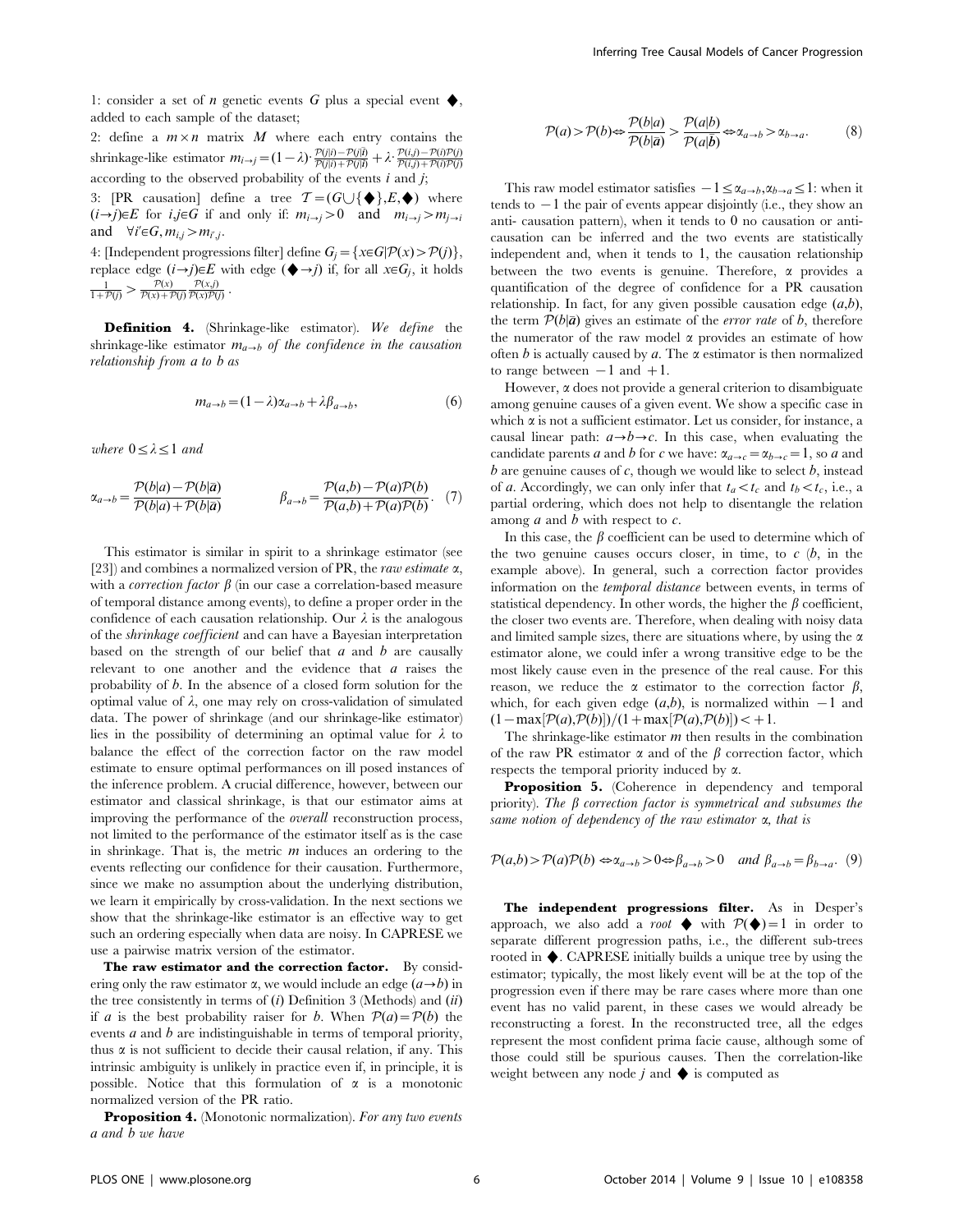1: consider a set of $n$ genetic events $G$ plus a special event $\blacklozenge$, added to each sample of the dataset;

2: define a $m \times n$ matrix $M$ where each entry contains the shrinkage-like estimator $m_{i \to j} = (1-\lambda) \cdot \frac{\mathcal{P}(j|i) - \mathcal{P}(j|\bar{i})}{\mathcal{P}(j|i) + \mathcal{P}(j|\bar{i})} + \lambda \cdot \frac{\mathcal{P}(i,j) - \mathcal{P}(i)\mathcal{P}(j)}{\mathcal{P}(i,j) + \mathcal{P}(i)\mathcal{P}(j)}$ according to the observed probability of the events $i$ and $j$;

3: [PR causation] define a tree $\mathcal{T} = (G \cup \{\blacklozenge\}, E, \blacklozenge)$ where $(i \to j) \in E$ for $i,j \in G$ if and only if: $m_{i \to j} > 0$ and $m_{i \to j} > m_{j \to i}$ and $\forall i' \in G, m_{i,j} > m_{i',j}$.

4: [Independent progressions filter] define $G_j = \{x \in G | \mathcal{P}(x) > \mathcal{P}(j)\}$, replace edge $(i \to j) \in E$ with edge $(\blacklozenge \to j)$ if, for all $x \in G_j$, it holds $\frac{1}{1+\mathcal{P}(j)} > \frac{\mathcal{P}(x)}{\mathcal{P}(x)+\mathcal{P}(j)} \frac{\mathcal{P}(x,j)}{\mathcal{P}(x)\mathcal{P}(j)}$.

**Definition 4.** (Shrinkage-like estimator). *We define the shrinkage-like estimator $m_{a \to b}$ of the confidence in the causation relationship from a to b as*

$$m_{a \to b} = (1-\lambda)\alpha_{a \to b} + \lambda \beta_{a \to b}, \tag{6}$$

*where* $0 \leq \lambda \leq 1$ *and*

$$\alpha_{a \to b} = \frac{\mathcal{P}(b|a) - \mathcal{P}(b|\bar{a})}{\mathcal{P}(b|a) + \mathcal{P}(b|\bar{a})} \qquad \beta_{a \to b} = \frac{\mathcal{P}(a,b) - \mathcal{P}(a)\mathcal{P}(b)}{\mathcal{P}(a,b) + \mathcal{P}(a)\mathcal{P}(b)}. \tag{7}$$

This estimator is similar in spirit to a shrinkage estimator (see [23]) and combines a normalized version of PR, the *raw estimate* $\alpha$, with a *correction factor* $\beta$ (in our case a correlation-based measure of temporal distance among events), to define a proper order in the confidence of each causation relationship. Our $\lambda$ is the analogous of the *shrinkage coefficient* and can have a Bayesian interpretation based on the strength of our belief that $a$ and $b$ are causally relevant to one another and the evidence that $a$ raises the probability of $b$. In the absence of a closed form solution for the optimal value of $\lambda$, one may rely on cross-validation of simulated data. The power of shrinkage (and our shrinkage-like estimator) lies in the possibility of determining an optimal value for $\lambda$ to balance the effect of the correction factor on the raw model estimate to ensure optimal performances on ill posed instances of the inference problem. A crucial difference, however, between our estimator and classical shrinkage, is that our estimator aims at improving the performance of the *overall* reconstruction process, not limited to the performance of the estimator itself as is the case in shrinkage. That is, the metric $m$ induces an ordering to the events reflecting our confidence for their causation. Furthermore, since we make no assumption about the underlying distribution, we learn it empirically by cross-validation. In the next sections we show that the shrinkage-like estimator is an effective way to get such an ordering especially when data are noisy. In CAPRESE we use a pairwise matrix version of the estimator.

**The raw estimator and the correction factor.** By considering only the raw estimator $\alpha$, we would include an edge $(a \to b)$ in the tree consistently in terms of (*i*) Definition 3 (Methods) and (*ii*) if $a$ is the best probability raiser for $b$. When $\mathcal{P}(a) = \mathcal{P}(b)$ the events $a$ and $b$ are indistinguishable in terms of temporal priority, thus $\alpha$ is not sufficient to decide their causal relation, if any. This intrinsic ambiguity is unlikely in practice even if, in principle, it is possible. Notice that this formulation of $\alpha$ is a monotonic normalized version of the PR ratio.

**Proposition 4.** (Monotonic normalization). *For any two events a and b we have*

$$\mathcal{P}(a) > \mathcal{P}(b) \Leftrightarrow \frac{\mathcal{P}(b|a)}{\mathcal{P}(b|\bar{a})} > \frac{\mathcal{P}(a|b)}{\mathcal{P}(a|\bar{b})} \Leftrightarrow \alpha_{a \to b} > \alpha_{b \to a}. \tag{8}$$

This raw model estimator satisfies $-1 \leq \alpha_{a \to b}, \alpha_{b \to a} \leq 1$: when it tends to $-1$ the pair of events appear disjointly (i.e., they show an anti- causation pattern), when it tends to 0 no causation or anti-causation can be inferred and the two events are statistically independent and, when it tends to 1, the causation relationship between the two events is genuine. Therefore, $\alpha$ provides a quantification of the degree of confidence for a PR causation relationship. In fact, for any given possible causation edge $(a,b)$, the term $\mathcal{P}(b|\bar{a})$ gives an estimate of the *error rate* of $b$, therefore the numerator of the raw model $\alpha$ provides an estimate of how often $b$ is actually caused by $a$. The $\alpha$ estimator is then normalized to range between $-1$ and $+1$.

However, $\alpha$ does not provide a general criterion to disambiguate among genuine causes of a given event. We show a specific case in which $\alpha$ is not a sufficient estimator. Let us consider, for instance, a causal linear path: $a \to b \to c$. In this case, when evaluating the candidate parents $a$ and $b$ for $c$ we have: $\alpha_{a \to c} = \alpha_{b \to c} = 1$, so $a$ and $b$ are genuine causes of $c$, though we would like to select $b$, instead of $a$. Accordingly, we can only infer that $t_a < t_c$ and $t_b < t_c$, i.e., a partial ordering, which does not help to disentangle the relation among $a$ and $b$ with respect to $c$.

In this case, the $\beta$ coefficient can be used to determine which of the two genuine causes occurs closer, in time, to $c$ ($b$, in the example above). In general, such a correction factor provides information on the *temporal distance* between events, in terms of statistical dependency. In other words, the higher the $\beta$ coefficient, the closer two events are. Therefore, when dealing with noisy data and limited sample sizes, there are situations where, by using the $\alpha$ estimator alone, we could infer a wrong transitive edge to be the most likely cause even in the presence of the real cause. For this reason, we reduce the $\alpha$ estimator to the correction factor $\beta$, which, for each given edge $(a,b)$, is normalized within $-1$ and $(1 - \max[\mathcal{P}(a), \mathcal{P}(b)])/(1 + \max[\mathcal{P}(a), \mathcal{P}(b)]) < +1$.

The shrinkage-like estimator $m$ then results in the combination of the raw PR estimator $\alpha$ and of the $\beta$ correction factor, which respects the temporal priority induced by $\alpha$.

**Proposition 5.** (Coherence in dependency and temporal priority). *The $\beta$ correction factor is symmetrical and subsumes the same notion of dependency of the raw estimator $\alpha$, that is*

$$\mathcal{P}(a,b) > \mathcal{P}(a)\mathcal{P}(b) \Leftrightarrow \alpha_{a \to b} > 0 \Leftrightarrow \beta_{a \to b} > 0 \quad \text{and } \beta_{a \to b} = \beta_{b \to a}. \tag{9}$$

**The independent progressions filter.** As in Desper's approach, we also add a *root* $\blacklozenge$ with $\mathcal{P}(\blacklozenge) = 1$ in order to separate different progression paths, i.e., the different sub-trees rooted in $\blacklozenge$. CAPRESE initially builds a unique tree by using the estimator; typically, the most likely event will be at the top of the progression even if there may be rare cases where more than one event has no valid parent, in these cases we would already be reconstructing a forest. In the reconstructed tree, all the edges represent the most confident prima facie cause, although some of those could still be spurious causes. Then the correlation-like weight between any node $j$ and $\blacklozenge$ is computed as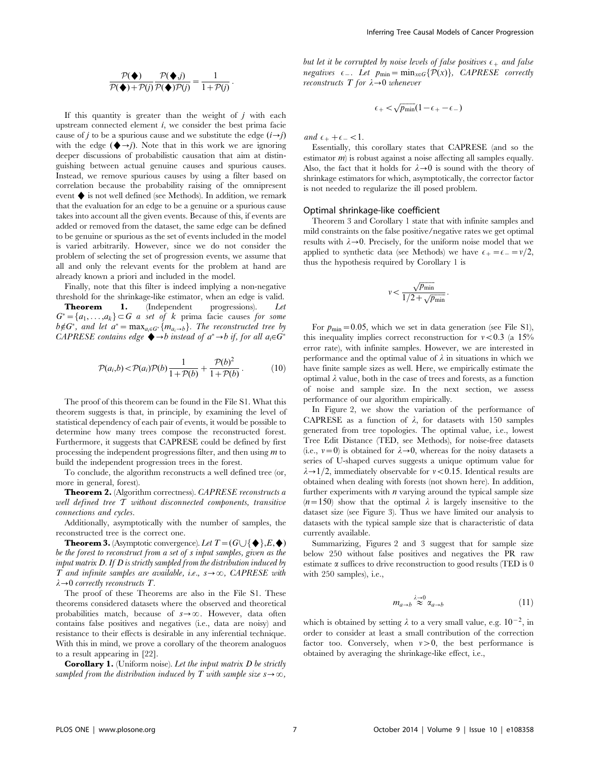$$\frac{\mathcal{P}(\blacklozenge)}{\mathcal{P}(\blacklozenge)+\mathcal{P}(j)}\frac{\mathcal{P}(\blacklozenge,j)}{\mathcal{P}(\blacklozenge)\mathcal{P}(j)}=\frac{1}{1+\mathcal{P}(j)}.$$

If this quantity is greater than the weight of $j$ with each upstream connected element $i$, we consider the best prima facie cause of $j$ to be a spurious cause and we substitute the edge $(i \rightarrow j)$ with the edge $(\blacklozenge \rightarrow j)$. Note that in this work we are ignoring deeper discussions of probabilistic causation that aim at distinguishing between actual genuine causes and spurious causes. Instead, we remove spurious causes by using a filter based on correlation because the probability raising of the omnipresent event $\blacklozenge$ is not well defined (see Methods). In addition, we remark that the evaluation for an edge to be a genuine or a spurious cause takes into account all the given events. Because of this, if events are added or removed from the dataset, the same edge can be defined to be genuine or spurious as the set of events included in the model is varied arbitrarily. However, since we do not consider the problem of selecting the set of progression events, we assume that all and only the relevant events for the problem at hand are already known a priori and included in the model.

Finally, note that this filter is indeed implying a non-negative threshold for the shrinkage-like estimator, when an edge is valid.

**Theorem 1.** (Independent progressions). *Let $G^* = \{a_1, \ldots, a_k\} \subset G$ a set of $k$ prima facie causes for some $b \notin G^*$, and let $a^* = \max_{a_i \in G^*}\{m_{a_i \rightarrow b}\}$. The reconstructed tree by CAPRESE contains edge $\blacklozenge \rightarrow b$ instead of $a^* \rightarrow b$ if, for all $a_i \in G^*$*

$$\mathcal{P}(a_i,b) < \mathcal{P}(a_i)\mathcal{P}(b)\frac{1}{1+\mathcal{P}(b)} + \frac{\mathcal{P}(b)^2}{1+\mathcal{P}(b)}. \qquad (10)$$

The proof of this theorem can be found in the File S1. What this theorem suggests is that, in principle, by examining the level of statistical dependency of each pair of events, it would be possible to determine how many trees compose the reconstructed forest. Furthermore, it suggests that CAPRESE could be defined by first processing the independent progressions filter, and then using $m$ to build the independent progression trees in the forest.

To conclude, the algorithm reconstructs a well defined tree (or, more in general, forest).

**Theorem 2.** (Algorithm correctness). *CAPRESE reconstructs a well defined tree $\mathcal{T}$ without disconnected components, transitive connections and cycles.*

Additionally, asymptotically with the number of samples, the reconstructed tree is the correct one.

**Theorem 3.** (Asymptotic convergence). *Let $T = (G \cup \{\blacklozenge\}, E, \blacklozenge)$ be the forest to reconstruct from a set of $s$ input samples, given as the input matrix $D$. If $D$ is strictly sampled from the distribution induced by $T$ and infinite samples are available, i.e., $s \rightarrow \infty$, CAPRESE with $\lambda \rightarrow 0$ correctly reconstructs $T$.*

The proof of these Theorems are also in the File S1. These theorems considered datasets where the observed and theoretical probabilities match, because of $s \rightarrow \infty$. However, data often contains false positives and negatives (i.e., data are noisy) and resistance to their effects is desirable in any inferential technique. With this in mind, we prove a corollary of the theorem analoguos to a result appearing in [22].

**Corollary 1.** (Uniform noise). *Let the input matrix $D$ be strictly sampled from the distribution induced by $T$ with sample size $s \rightarrow \infty$, but let it be corrupted by noise levels of false positives $\epsilon_+$ and false negatives $\epsilon_-$. Let $p_{\min} = \min_{x \in G}\{\mathcal{P}(x)\}$, CAPRESE correctly reconstructs $T$ for $\lambda \rightarrow 0$ whenever*

$$\epsilon_+ < \sqrt{p_{\min}}(1 - \epsilon_+ - \epsilon_-)$$

*and $\epsilon_+ + \epsilon_- < 1$.*

Essentially, this corollary states that CAPRESE (and so the estimator $m$) is robust against a noise affecting all samples equally. Also, the fact that it holds for $\lambda \rightarrow 0$ is sound with the theory of shrinkage estimators for which, asymptotically, the corrector factor is not needed to regularize the ill posed problem.

### Optimal shrinkage-like coefficient

Theorem 3 and Corollary 1 state that with infinite samples and mild constraints on the false positive/negative rates we get optimal results with $\lambda \rightarrow 0$. Precisely, for the uniform noise model that we applied to synthetic data (see Methods) we have $\epsilon_+ = \epsilon_- = v/2$, thus the hypothesis required by Corollary 1 is

$$v < \frac{\sqrt{p_{\min}}}{1/2 + \sqrt{p_{\min}}}.$$

For $p_{\min} = 0.05$, which we set in data generation (see File S1), this inequality implies correct reconstruction for $v < 0.3$ (a 15% error rate), with infinite samples. However, we are interested in performance and the optimal value of $\lambda$ in situations in which we have finite sample sizes as well. Here, we empirically estimate the optimal $\lambda$ value, both in the case of trees and forests, as a function of noise and sample size. In the next section, we assess performance of our algorithm empirically.

In Figure 2, we show the variation of the performance of CAPRESE as a function of $\lambda$, for datasets with 150 samples generated from tree topologies. The optimal value, i.e., lowest Tree Edit Distance (TED, see Methods), for noise-free datasets (i.e., $v = 0$) is obtained for $\lambda \rightarrow 0$, whereas for the noisy datasets a series of U-shaped curves suggests a unique optimum value for $\lambda \rightarrow 1/2$, immediately observable for $v < 0.15$. Identical results are obtained when dealing with forests (not shown here). In addition, further experiments with $n$ varying around the typical sample size ($n = 150$) show that the optimal $\lambda$ is largely insensitive to the dataset size (see Figure 3). Thus we have limited our analysis to datasets with the typical sample size that is characteristic of data currently available.

Summarizing, Figures 2 and 3 suggest that for sample size below 250 without false positives and negatives the PR raw estimate $\alpha$ suffices to drive reconstruction to good results (TED is 0 with 250 samples), i.e.,

$$m_{a \rightarrow b} \overset{\lambda \rightarrow 0}{\approx} \alpha_{a \rightarrow b} \qquad (11)$$

which is obtained by setting $\lambda$ to a very small value, e.g. $10^{-2}$, in order to consider at least a small contribution of the correction factor too. Conversely, when $v > 0$, the best performance is obtained by averaging the shrinkage-like effect, i.e.,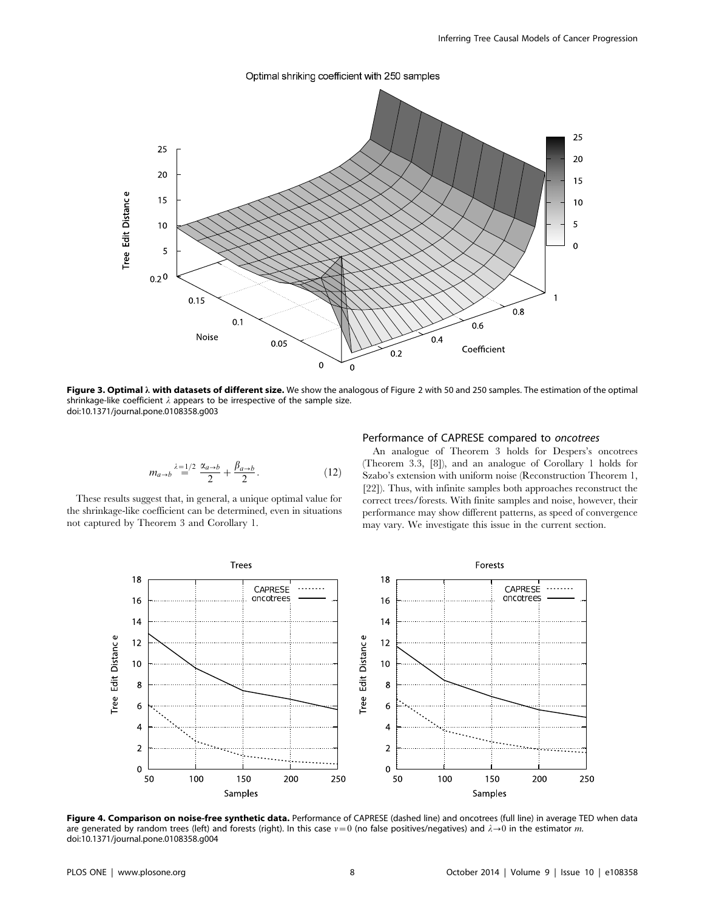**Figure 3. Optimal $\lambda$ with datasets of different size.** We show the analogous of Figure 2 with 50 and 250 samples. The estimation of the optimal shrinkage-like coefficient $\lambda$ appears to be irrespective of the sample size.
doi:10.1371/journal.pone.0108358.g003

$$m_{a\to b} \overset{\lambda=1/2}{=} \frac{\alpha_{a\to b}}{2} + \frac{\beta_{a\to b}}{2}. \quad (12)$$

These results suggest that, in general, a unique optimal value for the shrinkage-like coefficient can be determined, even in situations not captured by Theorem 3 and Corollary 1.

### Performance of CAPRESE compared to *oncotrees*

An analogue of Theorem 3 holds for Despers's oncotrees (Theorem 3.3, [8]), and an analogue of Corollary 1 holds for Szabo's extension with uniform noise (Reconstruction Theorem 1, [22]). Thus, with infinite samples both approaches reconstruct the correct trees/forests. With finite samples and noise, however, their performance may show different patterns, as speed of convergence may vary. We investigate this issue in the current section.

**Figure 4. Comparison on noise-free synthetic data.** Performance of CAPRESE (dashed line) and oncotrees (full line) in average TED when data are generated by random trees (left) and forests (right). In this case $\nu=0$ (no false positives/negatives) and $\lambda\to 0$ in the estimator $m$.
doi:10.1371/journal.pone.0108358.g004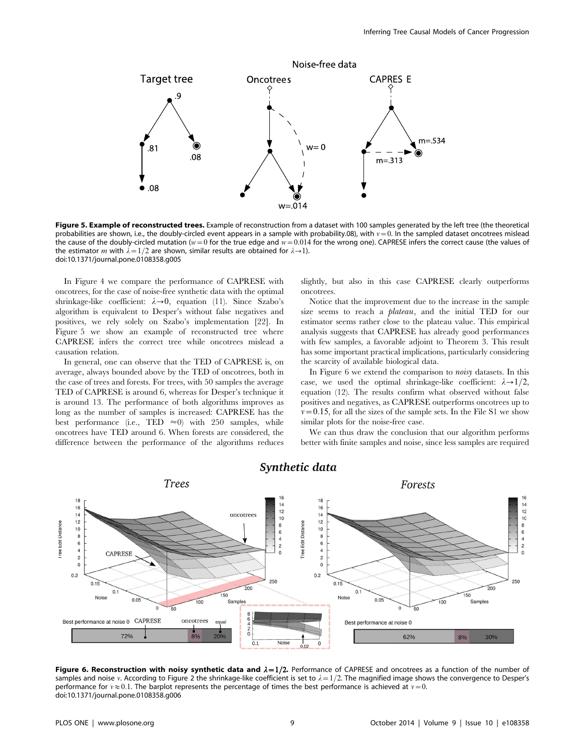**Figure 5. Example of reconstructed trees.** Example of reconstruction from a dataset with 100 samples generated by the left tree (the theoretical probabilities are shown, i.e., the doubly-circled event appears in a sample with probability.08), with $v=0$. In the sampled dataset oncotrees mislead the cause of the doubly-circled mutation ($w=0$ for the true edge and $w=0.014$ for the wrong one). CAPRESE infers the correct cause (the values of the estimator $m$ with $\lambda=1/2$ are shown, similar results are obtained for $\lambda\to1$).
doi:10.1371/journal.pone.0108358.g005

In Figure 4 we compare the performance of CAPRESE with oncotrees, for the case of noise-free synthetic data with the optimal shrinkage-like coefficient: $\lambda\to0$, equation (11). Since Szabo's algorithm is equivalent to Desper's without false negatives and positives, we rely solely on Szabo's implementation [22]. In Figure 5 we show an example of reconstructed tree where CAPRESE infers the correct tree while oncotrees mislead a causation relation.

In general, one can observe that the TED of CAPRESE is, on average, always bounded above by the TED of oncotrees, both in the case of trees and forests. For trees, with 50 samples the average TED of CAPRESE is around 6, whereas for Desper's technique it is around 13. The performance of both algorithms improves as long as the number of samples is increased: CAPRESE has the best performance (i.e., TED $\approx$0) with 250 samples, while oncotrees have TED around 6. When forests are considered, the difference between the performance of the algorithms reduces slightly, but also in this case CAPRESE clearly outperforms oncotrees.

Notice that the improvement due to the increase in the sample size seems to reach a *plateau*, and the initial TED for our estimator seems rather close to the plateau value. This empirical analysis suggests that CAPRESE has already good performances with few samples, a favorable adjoint to Theorem 3. This result has some important practical implications, particularly considering the scarcity of available biological data.

In Figure 6 we extend the comparison to *noisy* datasets. In this case, we used the optimal shrinkage-like coefficient: $\lambda\to1/2$, equation (12). The results confirm what observed without false positives and negatives, as CAPRESE outperforms oncotrees up to $v=0.15$, for all the sizes of the sample sets. In the File S1 we show similar plots for the noise-free case.

We can thus draw the conclusion that our algorithm performs better with finite samples and noise, since less samples are required

**Figure 6. Reconstruction with noisy synthetic data and $\lambda=1/2$.** Performance of CAPRESE and oncotrees as a function of the number of samples and noise $v$. According to Figure 2 the shrinkage-like coefficient is set to $\lambda=1/2$. The magnified image shows the convergence to Desper's performance for $v\approx0.1$. The barplot represents the percentage of times the best performance is achieved at $v=0$.
doi:10.1371/journal.pone.0108358.g006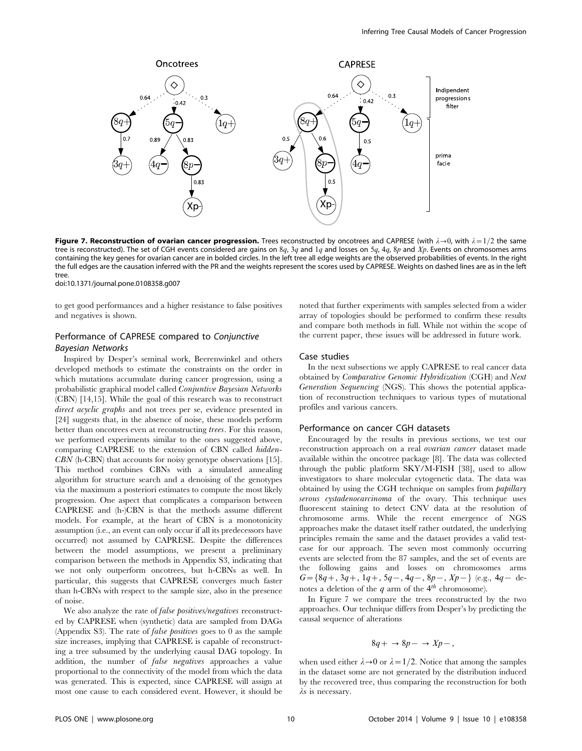**Figure 7. Reconstruction of ovarian cancer progression.** Trees reconstructed by oncotrees and CAPRESE (with $\lambda \rightarrow 0$, with $\lambda = 1/2$ the same tree is reconstructed). The set of CGH events considered are gains on $8q$, $3q$ and $1q$ and losses on $5q$, $4q$, $8p$ and $Xp$. Events on chromosomes arms containing the key genes for ovarian cancer are in bolded circles. In the left tree all edge weights are the observed probabilities of events. In the right the full edges are the causation inferred with the PR and the weights represent the scores used by CAPRESE. Weights on dashed lines are as in the left tree.

doi:10.1371/journal.pone.0108358.g007

to get good performances and a higher resistance to false positives and negatives is shown.

### Performance of CAPRESE compared to *Conjunctive Bayesian Networks*

Inspired by Desper's seminal work, Beerenwinkel and others developed methods to estimate the constraints on the order in which mutations accumulate during cancer progression, using a probabilistic graphical model called *Conjuntive Bayesian Networks* (CBN) [14,15]. While the goal of this research was to reconstruct *direct acyclic graphs* and not trees per se, evidence presented in [24] suggests that, in the absence of noise, these models perform better than oncotrees even at reconstructing *trees*. For this reason, we performed experiments similar to the ones suggested above, comparing CAPRESE to the extension of CBN called *hidden-CBN* (h-CBN) that accounts for noisy genotype observations [15]. This method combines CBNs with a simulated annealing algorithm for structure search and a denoising of the genotypes via the maximum a posteriori estimates to compute the most likely progression. One aspect that complicates a comparison between CAPRESE and (h-)CBN is that the methods assume different models. For example, at the heart of CBN is a monotonicity assumption (i.e., an event can only occur if all its predecessors have occurred) not assumed by CAPRESE. Despite the differences between the model assumptions, we present a preliminary comparison between the methods in Appendix S3, indicating that we not only outperform oncotrees, but h-CBNs as well. In particular, this suggests that CAPRESE converges much faster than h-CBNs with respect to the sample size, also in the presence of noise.

We also analyze the rate of *false positives/negatives* reconstructed by CAPRESE when (synthetic) data are sampled from DAGs (Appendix S3). The rate of *false positives* goes to 0 as the sample size increases, implying that CAPRESE is capable of reconstructing a tree subsumed by the underlying causal DAG topology. In addition, the number of *false negatives* approaches a value proportional to the connectivity of the model from which the data was generated. This is expected, since CAPRESE will assign at most one cause to each considered event. However, it should be noted that further experiments with samples selected from a wider array of topologies should be performed to confirm these results and compare both methods in full. While not within the scope of the current paper, these issues will be addressed in future work.

### Case studies

In the next subsections we apply CAPRESE to real cancer data obtained by *Comparative Genomic Hybridization* (CGH) and *Next Generation Sequencing* (NGS). This shows the potential application of reconstruction techniques to various types of mutational profiles and various cancers.

### Performance on cancer CGH datasets

Encouraged by the results in previous sections, we test our reconstruction approach on a real *ovarian cancer* dataset made available within the oncotree package [8]. The data was collected through the public platform SKY/M-FISH [38], used to allow investigators to share molecular cytogenetic data. The data was obtained by using the CGH technique on samples from *papillary serous cystadenocarcinoma* of the ovary. This technique uses fluorescent staining to detect CNV data at the resolution of chromosome arms. While the recent emergence of NGS approaches make the dataset itself rather outdated, the underlying principles remain the same and the dataset provides a valid test-case for our approach. The seven most commonly occurring events are selected from the 87 samples, and the set of events are the following gains and losses on chromosomes arms $G = \{8q+, 3q+, 1q+, 5q-, 4q-, 8p-, Xp-\}$ (e.g., $4q-$ denotes a deletion of the $q$ arm of the $4^{th}$ chromosome).

In Figure 7 we compare the trees reconstructed by the two approaches. Our technique differs from Desper's by predicting the causal sequence of alterations

$$8q+ \rightarrow 8p- \rightarrow Xp-,$$

when used either $\lambda \rightarrow 0$ or $\lambda = 1/2$. Notice that among the samples in the dataset some are not generated by the distribution induced by the recovered tree, thus comparing the reconstruction for both $\lambda$s is necessary.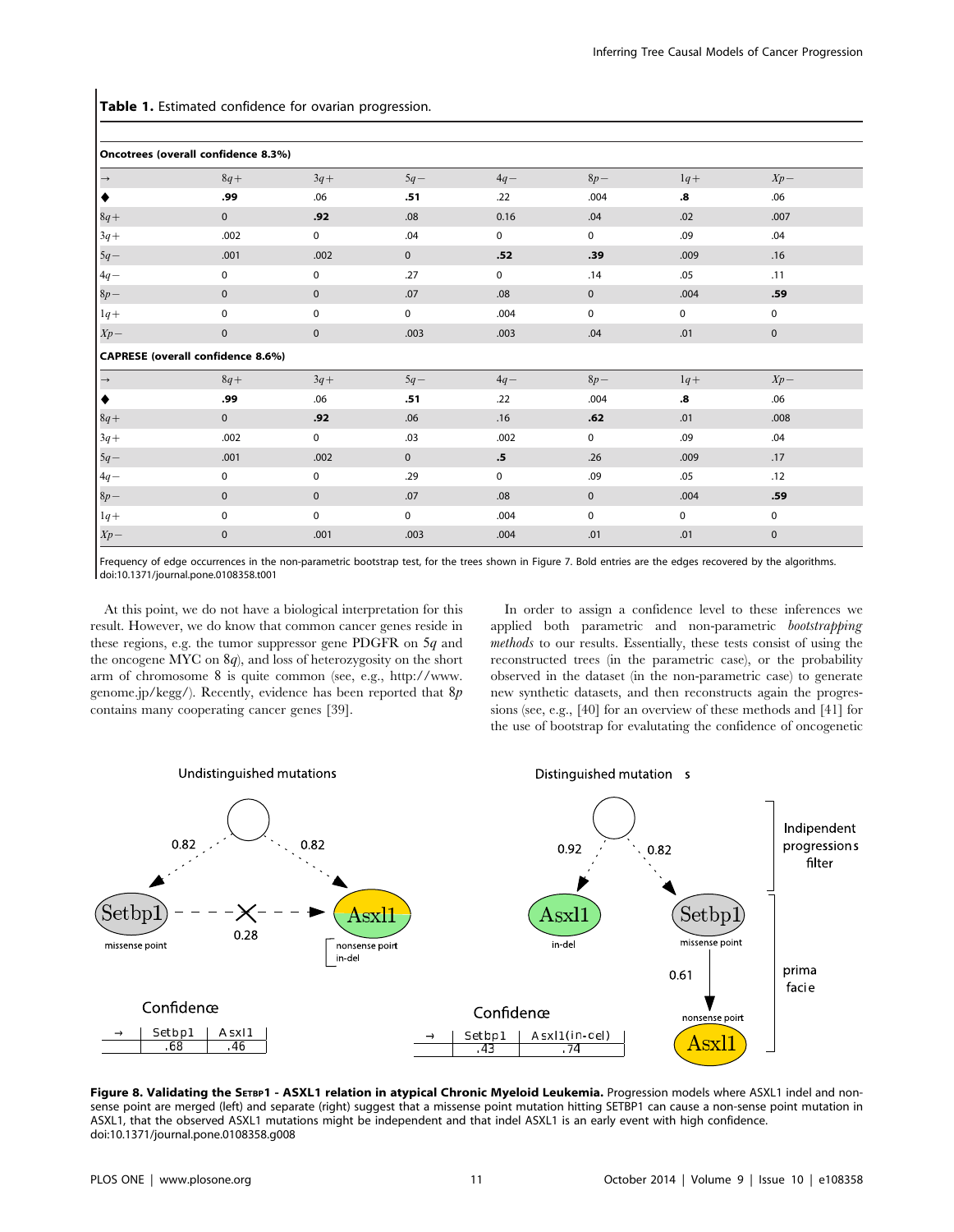**Table 1.** Estimated confidence for ovarian progression.

| **Oncotrees (overall confidence 8.3%)** | | | | | | | |
|---|---|---|---|---|---|---|---|
| $\rightarrow$ | $8q+$ | $3q+$ | $5q-$ | $4q-$ | $8p-$ | $1q+$ | $Xp-$ |
| ◆ | **.99** | .06 | **.51** | .22 | .004 | **.8** | .06 |
| $8q+$ | 0 | **.92** | .08 | 0.16 | .04 | .02 | .007 |
| $3q+$ | .002 | 0 | .04 | 0 | 0 | .09 | .04 |
| $5q-$ | .001 | .002 | 0 | **.52** | **.39** | .009 | .16 |
| $4q-$ | 0 | 0 | .27 | 0 | .14 | .05 | .11 |
| $8p-$ | 0 | 0 | .07 | .08 | 0 | .004 | **.59** |
| $1q+$ | 0 | 0 | 0 | .004 | 0 | 0 | 0 |
| $Xp-$ | 0 | 0 | .003 | .003 | .04 | .01 | 0 |
| **CAPRESE (overall confidence 8.6%)** | | | | | | | |
| $\rightarrow$ | $8q+$ | $3q+$ | $5q-$ | $4q-$ | $8p-$ | $1q+$ | $Xp-$ |
| ◆ | **.99** | .06 | **.51** | .22 | .004 | **.8** | .06 |
| $8q+$ | 0 | **.92** | .06 | .16 | **.62** | .01 | .008 |
| $3q+$ | .002 | 0 | .03 | .002 | 0 | .09 | .04 |
| $5q-$ | .001 | .002 | 0 | **.5** | .26 | .009 | .17 |
| $4q-$ | 0 | 0 | .29 | 0 | .09 | .05 | .12 |
| $8p-$ | 0 | 0 | .07 | .08 | 0 | .004 | **.59** |
| $1q+$ | 0 | 0 | 0 | .004 | 0 | 0 | 0 |
| $Xp-$ | 0 | .001 | .003 | .004 | .01 | .01 | 0 |

Frequency of edge occurrences in the non-parametric bootstrap test, for the trees shown in Figure 7. Bold entries are the edges recovered by the algorithms.
doi:10.1371/journal.pone.0108358.t001

At this point, we do not have a biological interpretation for this result. However, we do know that common cancer genes reside in these regions, e.g. the tumor suppressor gene PDGFR on $5q$ and the oncogene MYC on $8q$), and loss of heterozygosity on the short arm of chromosome 8 is quite common (see, e.g., http://www.genome.jp/kegg/). Recently, evidence has been reported that $8p$ contains many cooperating cancer genes [39].

In order to assign a confidence level to these inferences we applied both parametric and non-parametric *bootstrapping methods* to our results. Essentially, these tests consist of using the reconstructed trees (in the parametric case), or the probability observed in the dataset (in the non-parametric case) to generate new synthetic datasets, and then reconstructs again the progressions (see, e.g., [40] for an overview of these methods and [41] for the use of bootstrap for evalutating the confidence of oncogenetic

**Figure 8. Validating the SETBP1 - ASXL1 relation in atypical Chronic Myeloid Leukemia.** Progression models where ASXL1 indel and non-sense point are merged (left) and separate (right) suggest that a missense point mutation hitting SETBP1 can cause a non-sense point mutation in ASXL1, that the observed ASXL1 mutations might be independent and that indel ASXL1 is an early event with high confidence.
doi:10.1371/journal.pone.0108358.g008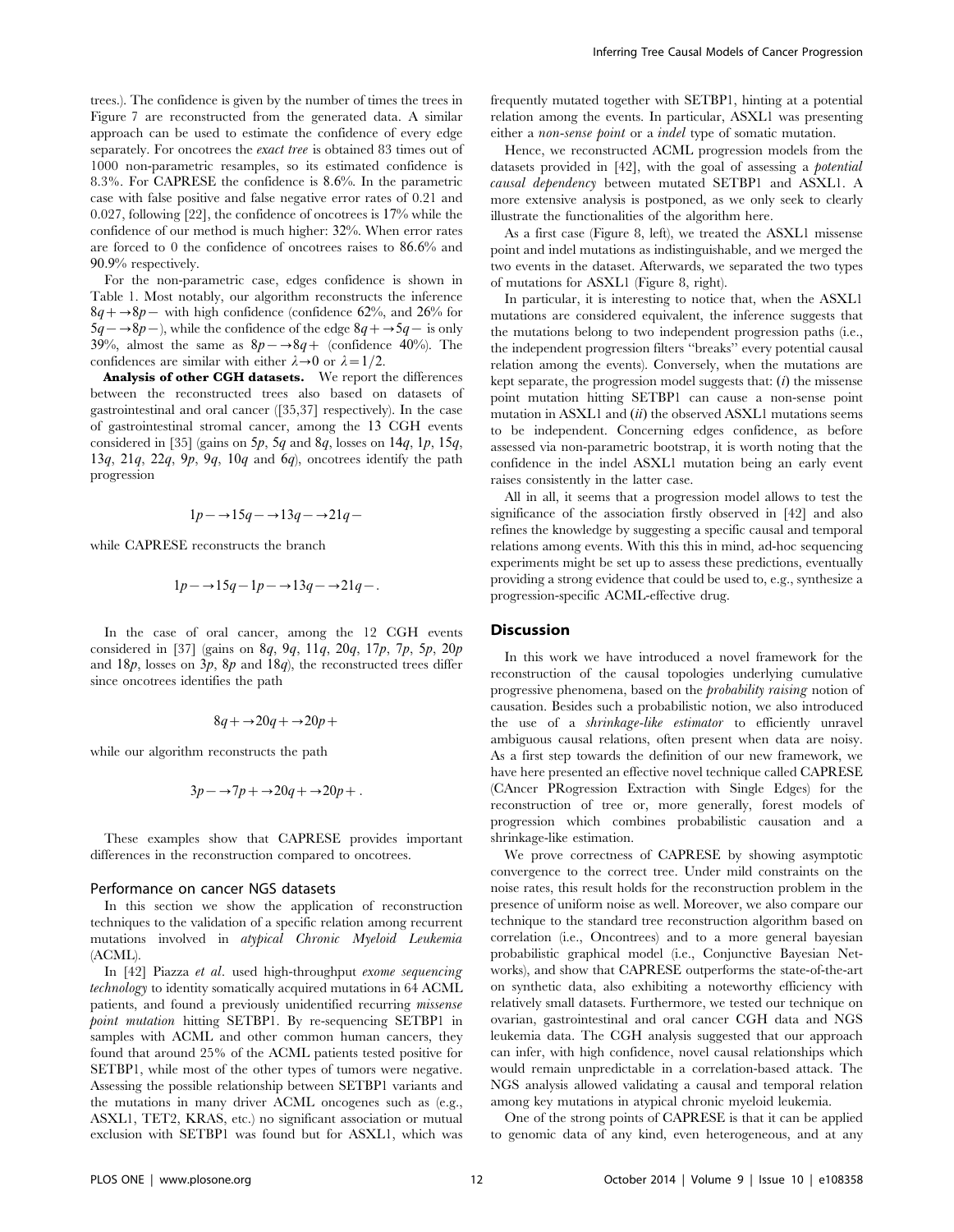trees.). The confidence is given by the number of times the trees in Figure 7 are reconstructed from the generated data. A similar approach can be used to estimate the confidence of every edge separately. For oncotrees the *exact tree* is obtained 83 times out of 1000 non-parametric resamples, so its estimated confidence is 8.3%. For CAPRESE the confidence is 8.6%. In the parametric case with false positive and false negative error rates of 0.21 and 0.027, following [22], the confidence of oncotrees is 17% while the confidence of our method is much higher: 32%. When error rates are forced to 0 the confidence of oncotrees raises to 86.6% and 90.9% respectively.

For the non-parametric case, edges confidence is shown in Table 1. Most notably, our algorithm reconstructs the inference $8q+ \to 8p-$ with high confidence (confidence 62%, and 26% for $5q- \to 8p-$), while the confidence of the edge $8q+ \to 5q-$ is only 39%, almost the same as $8p- \to 8q+$ (confidence 40%). The confidences are similar with either $\lambda \to 0$ or $\lambda = 1/2$.

**Analysis of other CGH datasets.** We report the differences between the reconstructed trees also based on datasets of gastrointestinal and oral cancer ([35,37] respectively). In the case of gastrointestinal stromal cancer, among the 13 CGH events considered in [35] (gains on $5p$, $5q$ and $8q$, losses on $14q$, $1p$, $15q$, $13q$, $21q$, $22q$, $9p$, $9q$, $10q$ and $6q$), oncotrees identify the path progression

$$1p- \to 15q- \to 13q- \to 21q-$$

while CAPRESE reconstructs the branch

$$1p- \to 15q- 1p- \to 13q- \to 21q-.$$

In the case of oral cancer, among the 12 CGH events considered in [37] (gains on $8q$, $9q$, $11q$, $20q$, $17p$, $7p$, $5p$, $20p$ and $18p$, losses on $3p$, $8p$ and $18q$), the reconstructed trees differ since oncotrees identifies the path

$$8q+ \to 20q+ \to 20p+$$

while our algorithm reconstructs the path

$$3p- \to 7p+ \to 20q+ \to 20p+.$$

These examples show that CAPRESE provides important differences in the reconstruction compared to oncotrees.

### Performance on cancer NGS datasets

In this section we show the application of reconstruction techniques to the validation of a specific relation among recurrent mutations involved in *atypical Chronic Myeloid Leukemia* (ACML).

In [42] Piazza *et al.* used high-throughput *exome sequencing technology* to identity somatically acquired mutations in 64 ACML patients, and found a previously unidentified recurring *missense point mutation* hitting SETBP1. By re-sequencing SETBP1 in samples with ACML and other common human cancers, they found that around 25% of the ACML patients tested positive for SETBP1, while most of the other types of tumors were negative. Assessing the possible relationship between SETBP1 variants and the mutations in many driver ACML oncogenes such as (e.g., ASXL1, TET2, KRAS, etc.) no significant association or mutual exclusion with SETBP1 was found but for ASXL1, which was frequently mutated together with SETBP1, hinting at a potential relation among the events. In particular, ASXL1 was presenting either a *non-sense point* or a *indel* type of somatic mutation.

Hence, we reconstructed ACML progression models from the datasets provided in [42], with the goal of assessing a *potential causal dependency* between mutated SETBP1 and ASXL1. A more extensive analysis is postponed, as we only seek to clearly illustrate the functionalities of the algorithm here.

As a first case (Figure 8, left), we treated the ASXL1 missense point and indel mutations as indistinguishable, and we merged the two events in the dataset. Afterwards, we separated the two types of mutations for ASXL1 (Figure 8, right).

In particular, it is interesting to notice that, when the ASXL1 mutations are considered equivalent, the inference suggests that the mutations belong to two independent progression paths (i.e., the independent progression filters "breaks" every potential causal relation among the events). Conversely, when the mutations are kept separate, the progression model suggests that: (*i*) the missense point mutation hitting SETBP1 can cause a non-sense point mutation in ASXL1 and (*ii*) the observed ASXL1 mutations seems to be independent. Concerning edges confidence, as before assessed via non-parametric bootstrap, it is worth noting that the confidence in the indel ASXL1 mutation being an early event raises consistently in the latter case.

All in all, it seems that a progression model allows to test the significance of the association firstly observed in [42] and also refines the knowledge by suggesting a specific causal and temporal relations among events. With this this in mind, ad-hoc sequencing experiments might be set up to assess these predictions, eventually providing a strong evidence that could be used to, e.g., synthesize a progression-specific ACML-effective drug.

## Discussion

In this work we have introduced a novel framework for the reconstruction of the causal topologies underlying cumulative progressive phenomena, based on the *probability raising* notion of causation. Besides such a probabilistic notion, we also introduced the use of a *shrinkage-like estimator* to efficiently unravel ambiguous causal relations, often present when data are noisy. As a first step towards the definition of our new framework, we have here presented an effective novel technique called CAPRESE (CAncer PRogression Extraction with Single Edges) for the reconstruction of tree or, more generally, forest models of progression which combines probabilistic causation and a shrinkage-like estimation.

We prove correctness of CAPRESE by showing asymptotic convergence to the correct tree. Under mild constraints on the noise rates, this result holds for the reconstruction problem in the presence of uniform noise as well. Moreover, we also compare our technique to the standard tree reconstruction algorithm based on correlation (i.e., Oncotrees) and to a more general bayesian probabilistic graphical model (i.e., Conjunctive Bayesian Networks), and show that CAPRESE outperforms the state-of-the-art on synthetic data, also exhibiting a noteworthy efficiency with relatively small datasets. Furthermore, we tested our technique on ovarian, gastrointestinal and oral cancer CGH data and NGS leukemia data. The CGH analysis suggested that our approach can infer, with high confidence, novel causal relationships which would remain unpredictable in a correlation-based attack. The NGS analysis allowed validating a causal and temporal relation among key mutations in atypical chronic myeloid leukemia.

One of the strong points of CAPRESE is that it can be applied to genomic data of any kind, even heterogeneous, and at any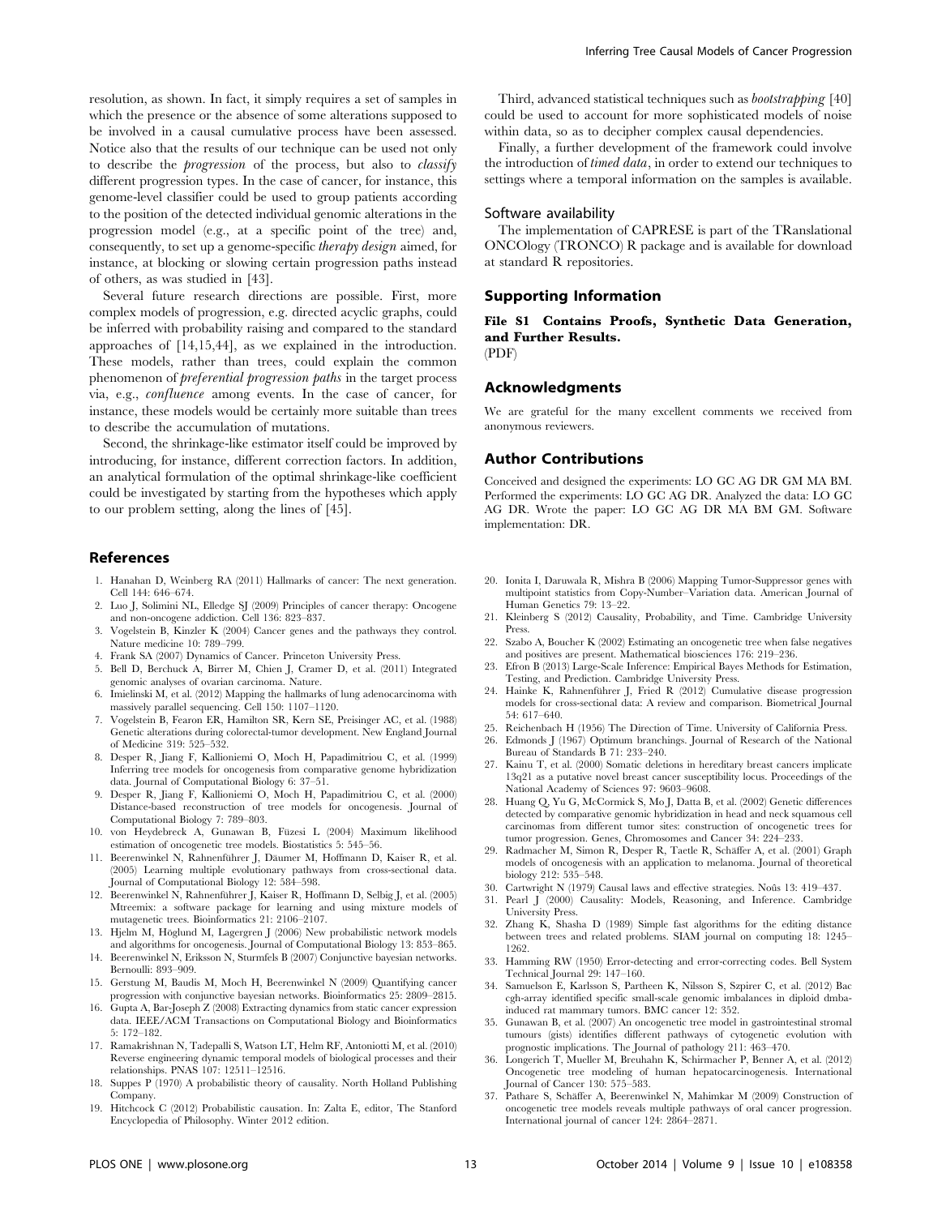resolution, as shown. In fact, it simply requires a set of samples in which the presence or the absence of some alterations supposed to be involved in a causal cumulative process have been assessed. Notice also that the results of our technique can be used not only to describe the *progression* of the process, but also to *classify* different progression types. In the case of cancer, for instance, this genome-level classifier could be used to group patients according to the position of the detected individual genomic alterations in the progression model (e.g., at a specific point of the tree) and, consequently, to set up a genome-specific *therapy design* aimed, for instance, at blocking or slowing certain progression paths instead of others, as was studied in [43].

Several future research directions are possible. First, more complex models of progression, e.g. directed acyclic graphs, could be inferred with probability raising and compared to the standard approaches of [14,15,44], as we explained in the introduction. These models, rather than trees, could explain the common phenomenon of *preferential progression paths* in the target process via, e.g., *confluence* among events. In the case of cancer, for instance, these models would be certainly more suitable than trees to describe the accumulation of mutations.

Second, the shrinkage-like estimator itself could be improved by introducing, for instance, different correction factors. In addition, an analytical formulation of the optimal shrinkage-like coefficient could be investigated by starting from the hypotheses which apply to our problem setting, along the lines of [45].

Third, advanced statistical techniques such as *bootstrapping* [40] could be used to account for more sophisticated models of noise within data, so as to decipher complex causal dependencies.

Finally, a further development of the framework could involve the introduction of *timed data*, in order to extend our techniques to settings where a temporal information on the samples is available.

### Software availability

The implementation of CAPRESE is part of the TRanslational ONCOlogy (TRONCO) R package and is available for download at standard R repositories.

## Supporting Information

**File S1 Contains Proofs, Synthetic Data Generation, and Further Results.**
(PDF)

## Acknowledgments

We are grateful for the many excellent comments we received from anonymous reviewers.

## Author Contributions

Conceived and designed the experiments: LO GC AG DR GM MA BM. Performed the experiments: LO GC AG DR. Analyzed the data: LO GC AG DR. Wrote the paper: LO GC AG DR MA BM GM. Software implementation: DR.

## References

1. Hanahan D, Weinberg RA (2011) Hallmarks of cancer: The next generation. Cell 144: 646–674.
2. Luo J, Solimini NL, Elledge SJ (2009) Principles of cancer therapy: Oncogene and non-oncogene addiction. Cell 136: 823–837.
3. Vogelstein B, Kinzler K (2004) Cancer genes and the pathways they control. Nature medicine 10: 789–799.
4. Frank SA (2007) Dynamics of Cancer. Princeton University Press.
5. Bell D, Berchuck A, Birrer M, Chien J, Cramer D, et al. (2011) Integrated genomic analyses of ovarian carcinoma. Nature.
6. Imielinski M, et al. (2012) Mapping the hallmarks of lung adenocarcinoma with massively parallel sequencing. Cell 150: 1107–1120.
7. Vogelstein B, Fearon ER, Hamilton SR, Kern SE, Preisinger AC, et al. (1988) Genetic alterations during colorectal-tumor development. New England Journal of Medicine 319: 525–532.
8. Desper R, Jiang F, Kallioniemi O, Moch H, Papadimitriou C, et al. (1999) Inferring tree models for oncogenesis from comparative genome hybridization data. Journal of Computational Biology 6: 37–51.
9. Desper R, Jiang F, Kallioniemi O, Moch H, Papadimitriou C, et al. (2000) Distance-based reconstruction of tree models for oncogenesis. Journal of Computational Biology 7: 789–803.
10. von Heydebreck A, Gunawan B, Füzesi L (2004) Maximum likelihood estimation of oncogenetic tree models. Biostatistics 5: 545–56.
11. Beerenwinkel N, Rahnenführer J, Däumer M, Hoffmann D, Kaiser R, et al. (2005) Learning multiple evolutionary pathways from cross-sectional data. Journal of Computational Biology 12: 584–598.
12. Beerenwinkel N, Rahnenführer J, Kaiser R, Hoffmann D, Selbig J, et al. (2005) Mtreemix: a software package for learning and using mixture models of mutagenetic trees. Bioinformatics 21: 2106–2107.
13. Hjelm M, Höglund M, Lagergren J (2006) New probabilistic network models and algorithms for oncogenesis. Journal of Computational Biology 13: 853–865.
14. Beerenwinkel N, Eriksson N, Sturmfels B (2007) Conjunctive bayesian networks. Bernoulli: 893–909.
15. Gerstung M, Baudis M, Moch H, Beerenwinkel N (2009) Quantifying cancer progression with conjunctive bayesian networks. Bioinformatics 25: 2809–2815.
16. Gupta A, Bar-Joseph Z (2008) Extracting dynamics from static cancer expression data. IEEE/ACM Transactions on Computational Biology and Bioinformatics 5: 172–182.
17. Ramakrishnan N, Tadepalli S, Watson LT, Helm RF, Antoniotti M, et al. (2010) Reverse engineering dynamic temporal models of biological processes and their relationships. PNAS 107: 12511–12516.
18. Suppes P (1970) A probabilistic theory of causality. North Holland Publishing Company.
19. Hitchcock C (2012) Probabilistic causation. In: Zalta E, editor, The Stanford Encyclopedia of Philosophy. Winter 2012 edition.
20. Ionita I, Daruwala R, Mishra B (2006) Mapping Tumor-Suppressor genes with multipoint statistics from Copy-Number–Variation data. American Journal of Human Genetics 79: 13–22.
21. Kleinberg S (2012) Causality, Probability, and Time. Cambridge University Press.
22. Szabo A, Boucher K (2002) Estimating an oncogenetic tree when false negatives and positives are present. Mathematical biosciences 176: 219–236.
23. Efron B (2013) Large-Scale Inference: Empirical Bayes Methods for Estimation, Testing, and Prediction. Cambridge University Press.
24. Hainke K, Rahnenführer J, Fried R (2012) Cumulative disease progression models for cross-sectional data: A review and comparison. Biometrical Journal 54: 617–640.
25. Reichenbach H (1956) The Direction of Time. University of California Press.
26. Edmonds J (1967) Optimum branchings. Journal of Research of the National Bureau of Standards B 71: 233–240.
27. Kainu T, et al. (2000) Somatic deletions in hereditary breast cancers implicate 13q21 as a putative novel breast cancer susceptibility locus. Proceedings of the National Academy of Sciences 97: 9603–9608.
28. Huang Q, Yu G, McCormick S, Mo J, Datta B, et al. (2002) Genetic differences detected by comparative genomic hybridization in head and neck squamous cell carcinomas from different tumor sites: construction of oncogenetic trees for tumor progression. Genes, Chromosomes and Cancer 34: 224–233.
29. Radmacher M, Simon R, Desper R, Taetle R, Schäffer A, et al. (2001) Graph models of oncogenesis with an application to melanoma. Journal of theoretical biology 212: 535–548.
30. Cartwright N (1979) Causal laws and effective strategies. Noûs 13: 419–437.
31. Pearl J (2000) Causality: Models, Reasoning, and Inference. Cambridge University Press.
32. Zhang K, Shasha D (1989) Simple fast algorithms for the editing distance between trees and related problems. SIAM journal on computing 18: 1245–1262.
33. Hamming RW (1950) Error-detecting and error-correcting codes. Bell System Technical Journal 29: 147–160.
34. Samuelson E, Karlsson S, Partheen K, Nilsson S, Szpirer C, et al. (2012) Bac cgh-array identified specific small-scale genomic imbalances in diploid dmba-induced rat mammary tumors. BMC cancer 12: 352.
35. Gunawan B, et al. (2007) An oncogenetic tree model in gastrointestinal stromal tumours (gists) identifies different pathways of cytogenetic evolution with prognostic implications. The Journal of pathology 211: 463–470.
36. Longerich T, Mueller M, Breuhahn K, Schirmacher P, Benner A, et al. (2012) Oncogenetic tree modeling of human hepatocarcinogenesis. International Journal of Cancer 130: 575–583.
37. Pathare S, Schäffer A, Beerenwinkel N, Mahimkar M (2009) Construction of oncogenetic tree models reveals multiple pathways of oral cancer progression. International journal of cancer 124: 2864–2871.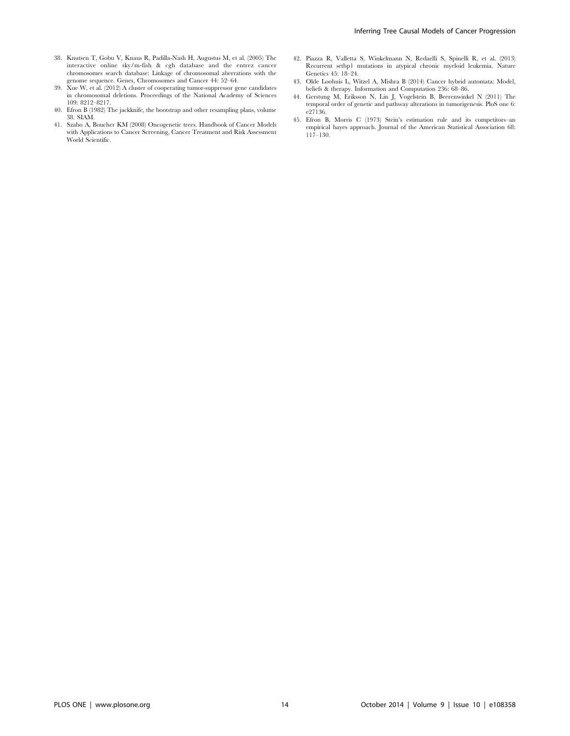38. Knutsen T, Gobu V, Knaus R, Padilla-Nash H, Augustus M, et al. (2005) The interactive online sky/m-fish & cgh database and the entrez cancer chromosomes search database: Linkage of chromosomal aberrations with the genome sequence. Genes, Chromosomes and Cancer 44: 52–64.
39. Xue W, et al. (2012) A cluster of cooperating tumor-suppressor gene candidates in chromosomal deletions. Proceedings of the National Academy of Sciences 109: 8212–8217.
40. Efron B (1982) The jackknife, the bootstrap and other resampling plans, volume 38. SIAM.
41. Szabo A, Boucher KM (2008) Oncogenetic trees. Handbook of Cancer Models with Applications to Cancer Screening, Cancer Treatment and Risk Assessment World Scientific.
42. Piazza R, Valletta S, Winkelmann N, Redaelli S, Spinelli R, et al. (2013) Recurrent setbp1 mutations in atypical chronic myeloid leukemia. Nature Genetics 45: 18–24.
43. Olde Loohuis L, Witzel A, Mishra B (2014) Cancer hybrid automata: Model, beliefs & therapy. Information and Computation 236: 68–86.
44. Gerstung M, Eriksson N, Lin J, Vogelstein B, Beerenwinkel N (2011) The temporal order of genetic and pathway alterations in tumorigenesis. PloS one 6: e27136.
45. Efron B, Morris C (1973) Stein's estimation rule and its competitors–an empirical bayes approach. Journal of the American Statistical Association 68: 117–130.